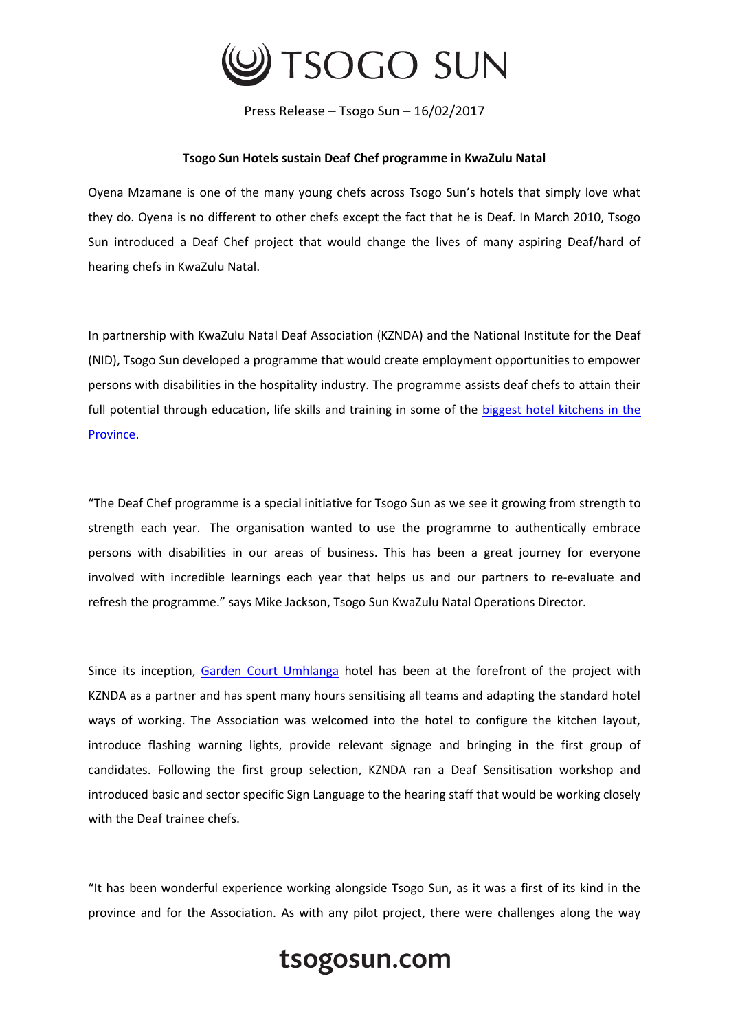Press Release – Tsogo Sun – 16/02/2017

**Tsogo Sun Hotels sustain Deaf Chef programme in KwaZulu Natal**

Oyena Mzamane is one of the many young chefs across Tsogo Sun's hotels that simply love what they do. Oyena is no different to other chefs except the fact that he is Deaf. In March 2010, Tsogo Sun introduced a Deaf Chef project that would change the lives of many aspiring Deaf/hard of hearing chefs in KwaZulu Natal.

In partnership with KwaZulu Natal Deaf Association (KZNDA) and the National Institute for the Deaf (NID), Tsogo Sun developed a programme that would create employment opportunities to empower persons with disabilities in the hospitality industry. The programme assists deaf chefs to attain their full potential through education, life skills and training in some of the biggest hotel kitchens in the Province.

"The Deaf Chef programme is a special initiative for Tsogo Sun as we see it growing from strength to strength each year. The organisation wanted to use the programme to authentically embrace persons with disabilities in our areas of business. This has been a great journey for everyone involved with incredible learnings each year that helps us and our partners to re-evaluate and refresh the programme." says Mike Jackson, Tsogo Sun KwaZulu Natal Operations Director.

Since its inception, Garden Court Umhlanga hotel has been at the forefront of the project with KZNDA as a partner and has spent many hours sensitising all teams and adapting the standard hotel ways of working. The Association was welcomed into the hotel to configure the kitchen layout, introduce flashing warning lights, provide relevant signage and bringing in the first group of candidates. Following the first group selection, KZNDA ran a Deaf Sensitisation workshop and introduced basic and sector specific Sign Language to the hearing staff that would be working closely with the Deaf trainee chefs.

"It has been wonderful experience working alongside Tsogo Sun, as it was a first of its kind in the province and for the Association. As with any pilot project, there were challenges along the way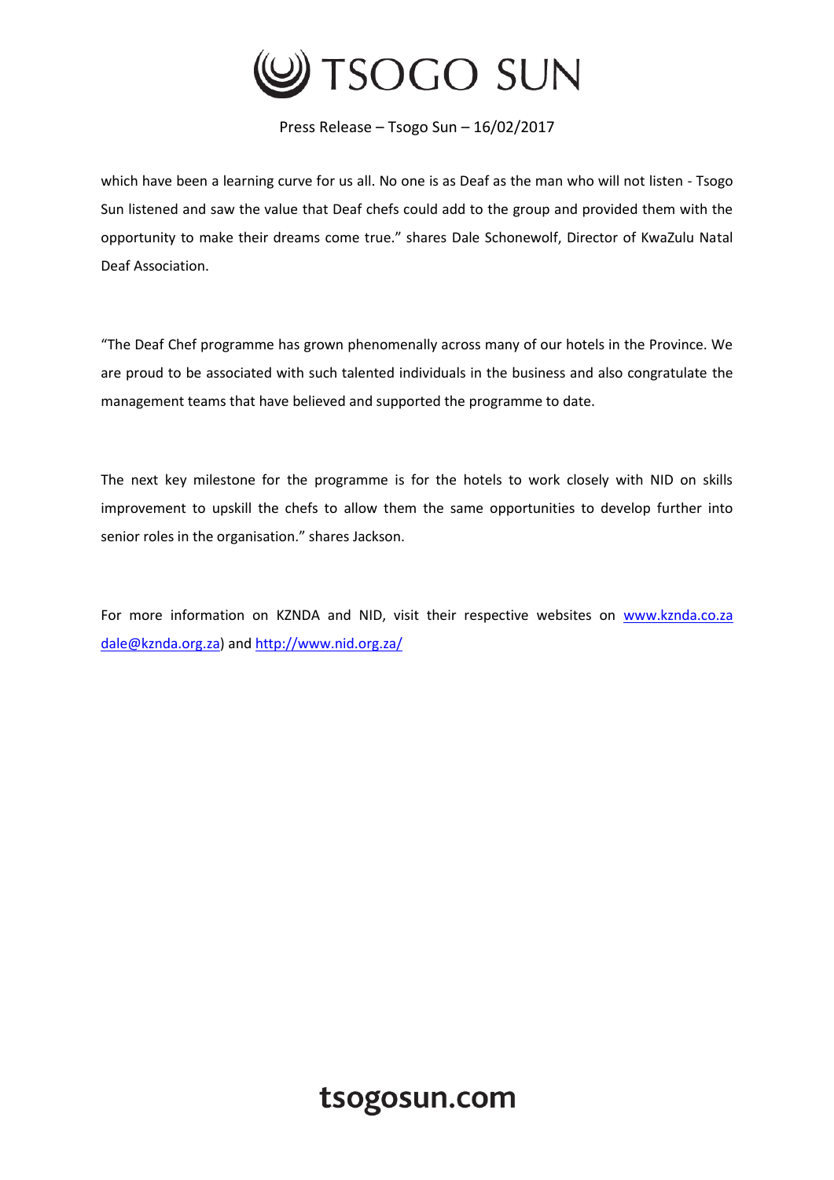which have been a learning curve for us all. No one is as Deaf as the man who will not listen - Tsogo Sun listened and saw the value that Deaf chefs could add to the group and provided them with the opportunity to make their dreams come true." shares Dale Schonewolf, Director of KwaZulu Natal Deaf Association.

"The Deaf Chef programme has grown phenomenally across many of our hotels in the Province. We are proud to be associated with such talented individuals in the business and also congratulate the management teams that have believed and supported the programme to date.

The next key milestone for the programme is for the hotels to work closely with NID on skills improvement to upskill the chefs to allow them the same opportunities to develop further into senior roles in the organisation." shares Jackson.

For more information on KZNDA and NID, visit their respective websites on [www.kznda.co.za](http://www.kznda.co.za) [dale@kznda.org.za](mailto:dale@kznda.org.za)) and [http://www.nid.org.za/](http://www.nid.org.za/)